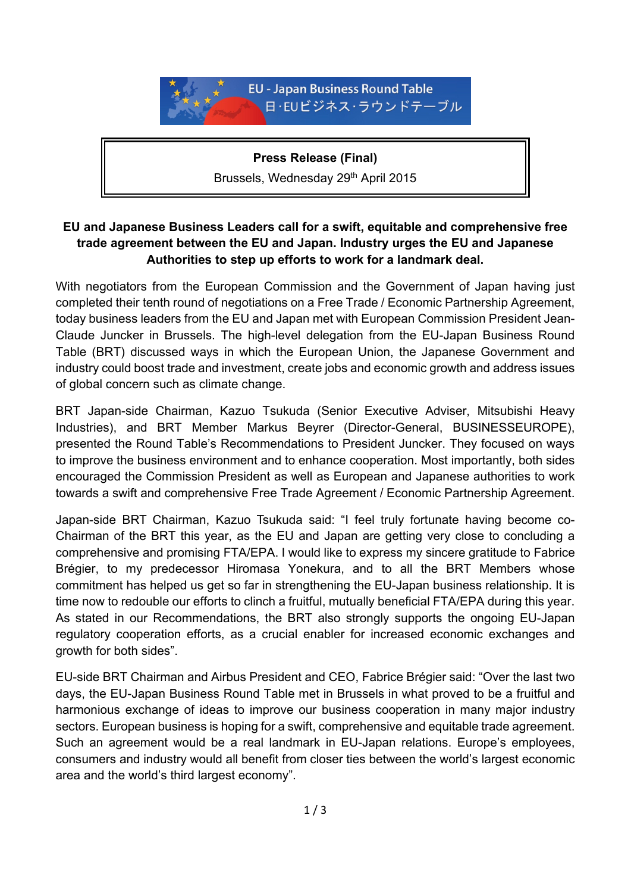EU - Japan Business Round Table
日·EUビジネス·ラウンドテーブル

**Press Release (Final)**

Brussels, Wednesday 29th April 2015

**EU and Japanese Business Leaders call for a swift, equitable and comprehensive free trade agreement between the EU and Japan. Industry urges the EU and Japanese Authorities to step up efforts to work for a landmark deal.**

With negotiators from the European Commission and the Government of Japan having just completed their tenth round of negotiations on a Free Trade / Economic Partnership Agreement, today business leaders from the EU and Japan met with European Commission President Jean-Claude Juncker in Brussels. The high-level delegation from the EU-Japan Business Round Table (BRT) discussed ways in which the European Union, the Japanese Government and industry could boost trade and investment, create jobs and economic growth and address issues of global concern such as climate change.

BRT Japan-side Chairman, Kazuo Tsukuda (Senior Executive Adviser, Mitsubishi Heavy Industries), and BRT Member Markus Beyrer (Director-General, BUSINESSEUROPE), presented the Round Table's Recommendations to President Juncker. They focused on ways to improve the business environment and to enhance cooperation. Most importantly, both sides encouraged the Commission President as well as European and Japanese authorities to work towards a swift and comprehensive Free Trade Agreement / Economic Partnership Agreement.

Japan-side BRT Chairman, Kazuo Tsukuda said: "I feel truly fortunate having become co-Chairman of the BRT this year, as the EU and Japan are getting very close to concluding a comprehensive and promising FTA/EPA. I would like to express my sincere gratitude to Fabrice Brégier, to my predecessor Hiromasa Yonekura, and to all the BRT Members whose commitment has helped us get so far in strengthening the EU-Japan business relationship. It is time now to redouble our efforts to clinch a fruitful, mutually beneficial FTA/EPA during this year. As stated in our Recommendations, the BRT also strongly supports the ongoing EU-Japan regulatory cooperation efforts, as a crucial enabler for increased economic exchanges and growth for both sides".

EU-side BRT Chairman and Airbus President and CEO, Fabrice Brégier said: "Over the last two days, the EU-Japan Business Round Table met in Brussels in what proved to be a fruitful and harmonious exchange of ideas to improve our business cooperation in many major industry sectors. European business is hoping for a swift, comprehensive and equitable trade agreement. Such an agreement would be a real landmark in EU-Japan relations. Europe's employees, consumers and industry would all benefit from closer ties between the world's largest economic area and the world's third largest economy".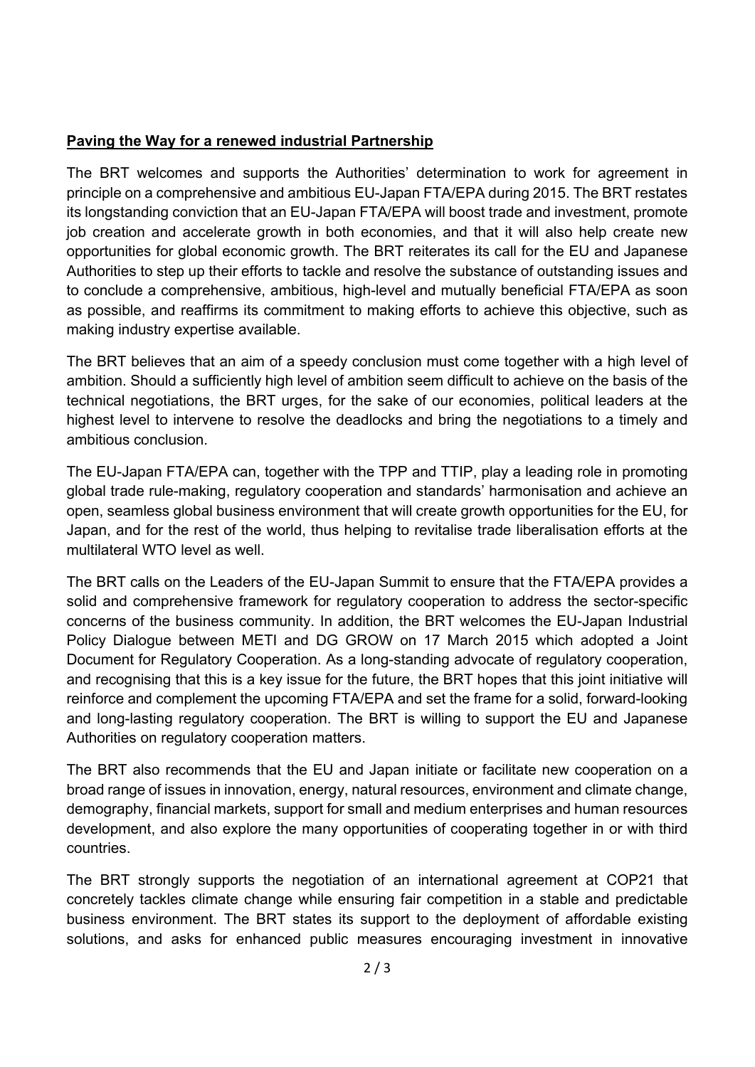**Paving the Way for a renewed industrial Partnership**

The BRT welcomes and supports the Authorities' determination to work for agreement in principle on a comprehensive and ambitious EU-Japan FTA/EPA during 2015. The BRT restates its longstanding conviction that an EU-Japan FTA/EPA will boost trade and investment, promote job creation and accelerate growth in both economies, and that it will also help create new opportunities for global economic growth. The BRT reiterates its call for the EU and Japanese Authorities to step up their efforts to tackle and resolve the substance of outstanding issues and to conclude a comprehensive, ambitious, high-level and mutually beneficial FTA/EPA as soon as possible, and reaffirms its commitment to making efforts to achieve this objective, such as making industry expertise available.

The BRT believes that an aim of a speedy conclusion must come together with a high level of ambition. Should a sufficiently high level of ambition seem difficult to achieve on the basis of the technical negotiations, the BRT urges, for the sake of our economies, political leaders at the highest level to intervene to resolve the deadlocks and bring the negotiations to a timely and ambitious conclusion.

The EU-Japan FTA/EPA can, together with the TPP and TTIP, play a leading role in promoting global trade rule-making, regulatory cooperation and standards' harmonisation and achieve an open, seamless global business environment that will create growth opportunities for the EU, for Japan, and for the rest of the world, thus helping to revitalise trade liberalisation efforts at the multilateral WTO level as well.

The BRT calls on the Leaders of the EU-Japan Summit to ensure that the FTA/EPA provides a solid and comprehensive framework for regulatory cooperation to address the sector-specific concerns of the business community. In addition, the BRT welcomes the EU-Japan Industrial Policy Dialogue between METI and DG GROW on 17 March 2015 which adopted a Joint Document for Regulatory Cooperation. As a long-standing advocate of regulatory cooperation, and recognising that this is a key issue for the future, the BRT hopes that this joint initiative will reinforce and complement the upcoming FTA/EPA and set the frame for a solid, forward-looking and long-lasting regulatory cooperation. The BRT is willing to support the EU and Japanese Authorities on regulatory cooperation matters.

The BRT also recommends that the EU and Japan initiate or facilitate new cooperation on a broad range of issues in innovation, energy, natural resources, environment and climate change, demography, financial markets, support for small and medium enterprises and human resources development, and also explore the many opportunities of cooperating together in or with third countries.

The BRT strongly supports the negotiation of an international agreement at COP21 that concretely tackles climate change while ensuring fair competition in a stable and predictable business environment. The BRT states its support to the deployment of affordable existing solutions, and asks for enhanced public measures encouraging investment in innovative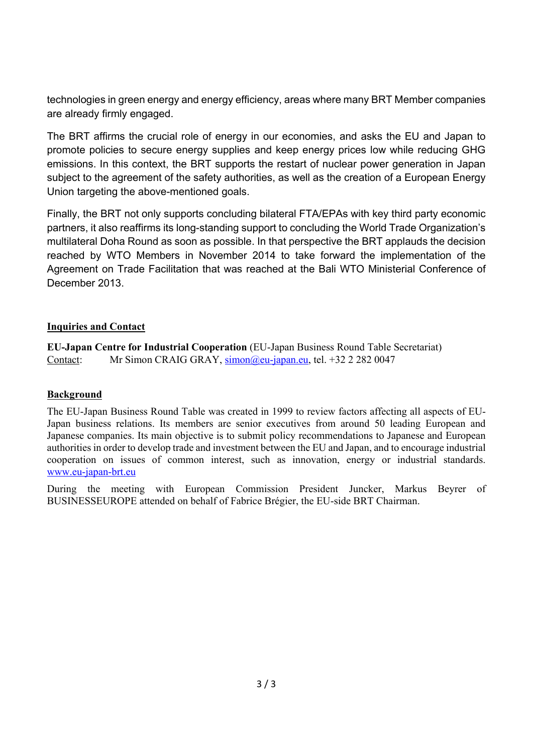technologies in green energy and energy efficiency, areas where many BRT Member companies are already firmly engaged.

The BRT affirms the crucial role of energy in our economies, and asks the EU and Japan to promote policies to secure energy supplies and keep energy prices low while reducing GHG emissions. In this context, the BRT supports the restart of nuclear power generation in Japan subject to the agreement of the safety authorities, as well as the creation of a European Energy Union targeting the above-mentioned goals.

Finally, the BRT not only supports concluding bilateral FTA/EPAs with key third party economic partners, it also reaffirms its long-standing support to concluding the World Trade Organization's multilateral Doha Round as soon as possible. In that perspective the BRT applauds the decision reached by WTO Members in November 2014 to take forward the implementation of the Agreement on Trade Facilitation that was reached at the Bali WTO Ministerial Conference of December 2013.

## Inquiries and Contact

**EU-Japan Centre for Industrial Cooperation** (EU-Japan Business Round Table Secretariat)
Contact: Mr Simon CRAIG GRAY, simon@eu-japan.eu, tel. +32 2 282 0047

## Background

The EU-Japan Business Round Table was created in 1999 to review factors affecting all aspects of EU-Japan business relations. Its members are senior executives from around 50 leading European and Japanese companies. Its main objective is to submit policy recommendations to Japanese and European authorities in order to develop trade and investment between the EU and Japan, and to encourage industrial cooperation on issues of common interest, such as innovation, energy or industrial standards. www.eu-japan-brt.eu

During the meeting with European Commission President Juncker, Markus Beyrer of BUSINESSEUROPE attended on behalf of Fabrice Brégier, the EU-side BRT Chairman.